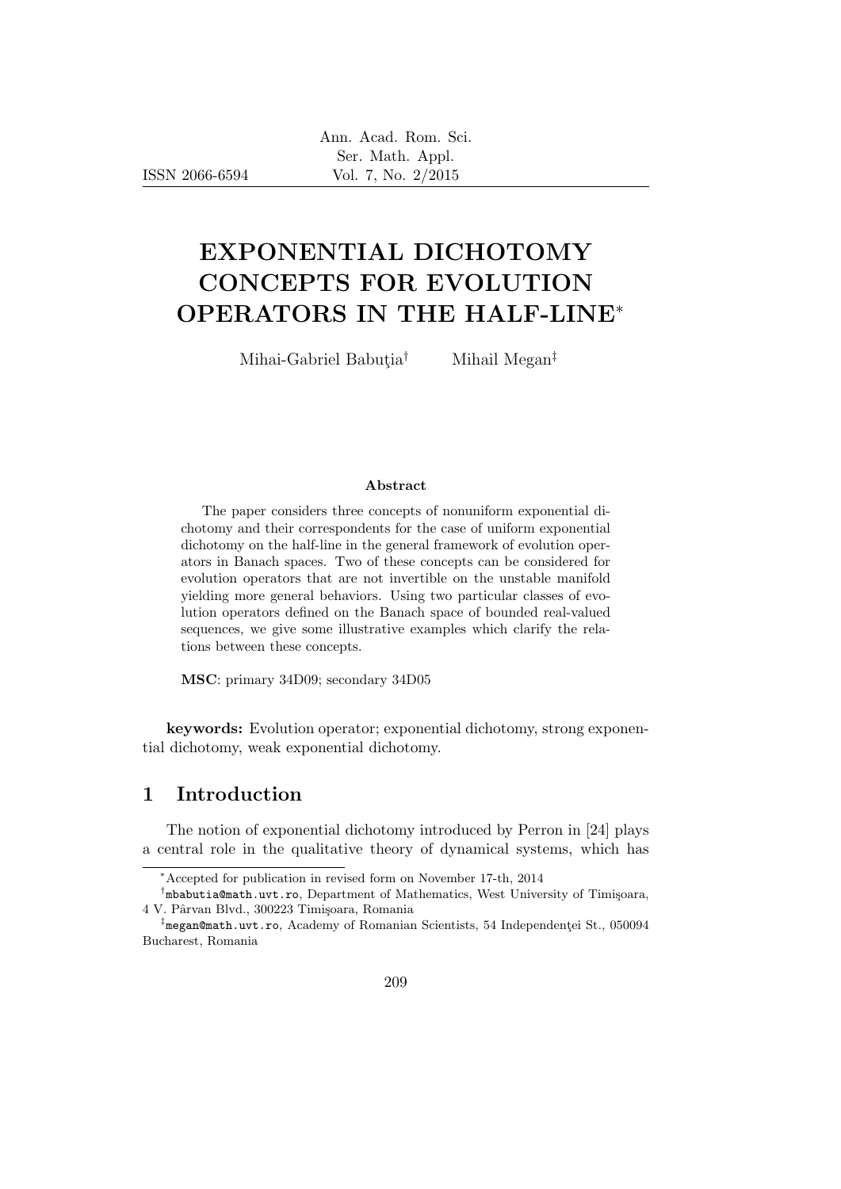ISSN 2066-6594

# EXPONENTIAL DICHOTOMY CONCEPTS FOR EVOLUTION OPERATORS IN THE HALF-LINE[*]

Mihai-Gabriel Babuţia[†] Mihail Megan[‡]

**Abstract**

The paper considers three concepts of nonuniform exponential dichotomy and their correspondents for the case of uniform exponential dichotomy on the half-line in the general framework of evolution operators in Banach spaces. Two of these concepts can be considered for evolution operators that are not invertible on the unstable manifold yielding more general behaviors. Using two particular classes of evolution operators defined on the Banach space of bounded real-valued sequences, we give some illustrative examples which clarify the relations between these concepts.

**MSC**: primary 34D09; secondary 34D05

**keywords:** Evolution operator; exponential dichotomy, strong exponential dichotomy, weak exponential dichotomy.

## 1 Introduction

The notion of exponential dichotomy introduced by Perron in [24] plays a central role in the qualitative theory of dynamical systems, which has

[*] Accepted for publication in revised form on November 17-th, 2014

[†] mbabutia@math.uvt.ro, Department of Mathematics, West University of Timişoara, 4 V. Pârvan Blvd., 300223 Timişoara, Romania

[‡] megan@math.uvt.ro, Academy of Romanian Scientists, 54 Independenţei St., 050094 Bucharest, Romania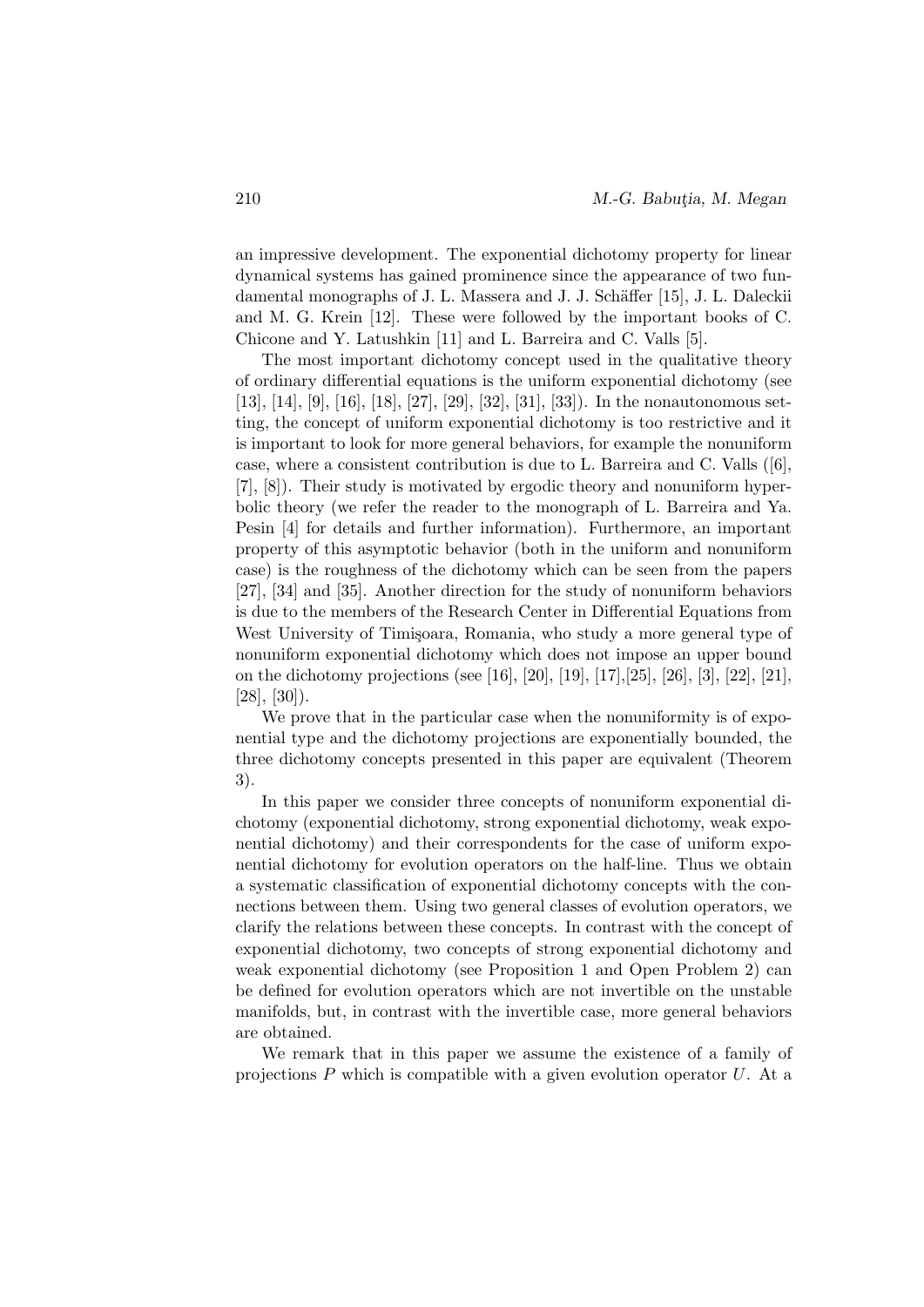an impressive development. The exponential dichotomy property for linear dynamical systems has gained prominence since the appearance of two fundamental monographs of J. L. Massera and J. J. Schäffer [15], J. L. Daleckii and M. G. Krein [12]. These were followed by the important books of C. Chicone and Y. Latushkin [11] and L. Barreira and C. Valls [5].

The most important dichotomy concept used in the qualitative theory of ordinary differential equations is the uniform exponential dichotomy (see [13], [14], [9], [16], [18], [27], [29], [32], [31], [33]). In the nonautonomous setting, the concept of uniform exponential dichotomy is too restrictive and it is important to look for more general behaviors, for example the nonuniform case, where a consistent contribution is due to L. Barreira and C. Valls ([6], [7], [8]). Their study is motivated by ergodic theory and nonuniform hyperbolic theory (we refer the reader to the monograph of L. Barreira and Ya. Pesin [4] for details and further information). Furthermore, an important property of this asymptotic behavior (both in the uniform and nonuniform case) is the roughness of the dichotomy which can be seen from the papers [27], [34] and [35]. Another direction for the study of nonuniform behaviors is due to the members of the Research Center in Differential Equations from West University of Timişoara, Romania, who study a more general type of nonuniform exponential dichotomy which does not impose an upper bound on the dichotomy projections (see [16], [20], [19], [17],[25], [26], [3], [22], [21], [28], [30]).

We prove that in the particular case when the nonuniformity is of exponential type and the dichotomy projections are exponentially bounded, the three dichotomy concepts presented in this paper are equivalent (Theorem 3).

In this paper we consider three concepts of nonuniform exponential dichotomy (exponential dichotomy, strong exponential dichotomy, weak exponential dichotomy) and their correspondents for the case of uniform exponential dichotomy for evolution operators on the half-line. Thus we obtain a systematic classification of exponential dichotomy concepts with the connections between them. Using two general classes of evolution operators, we clarify the relations between these concepts. In contrast with the concept of exponential dichotomy, two concepts of strong exponential dichotomy and weak exponential dichotomy (see Proposition 1 and Open Problem 2) can be defined for evolution operators which are not invertible on the unstable manifolds, but, in contrast with the invertible case, more general behaviors are obtained.

We remark that in this paper we assume the existence of a family of projections $P$ which is compatible with a given evolution operator $U$. At a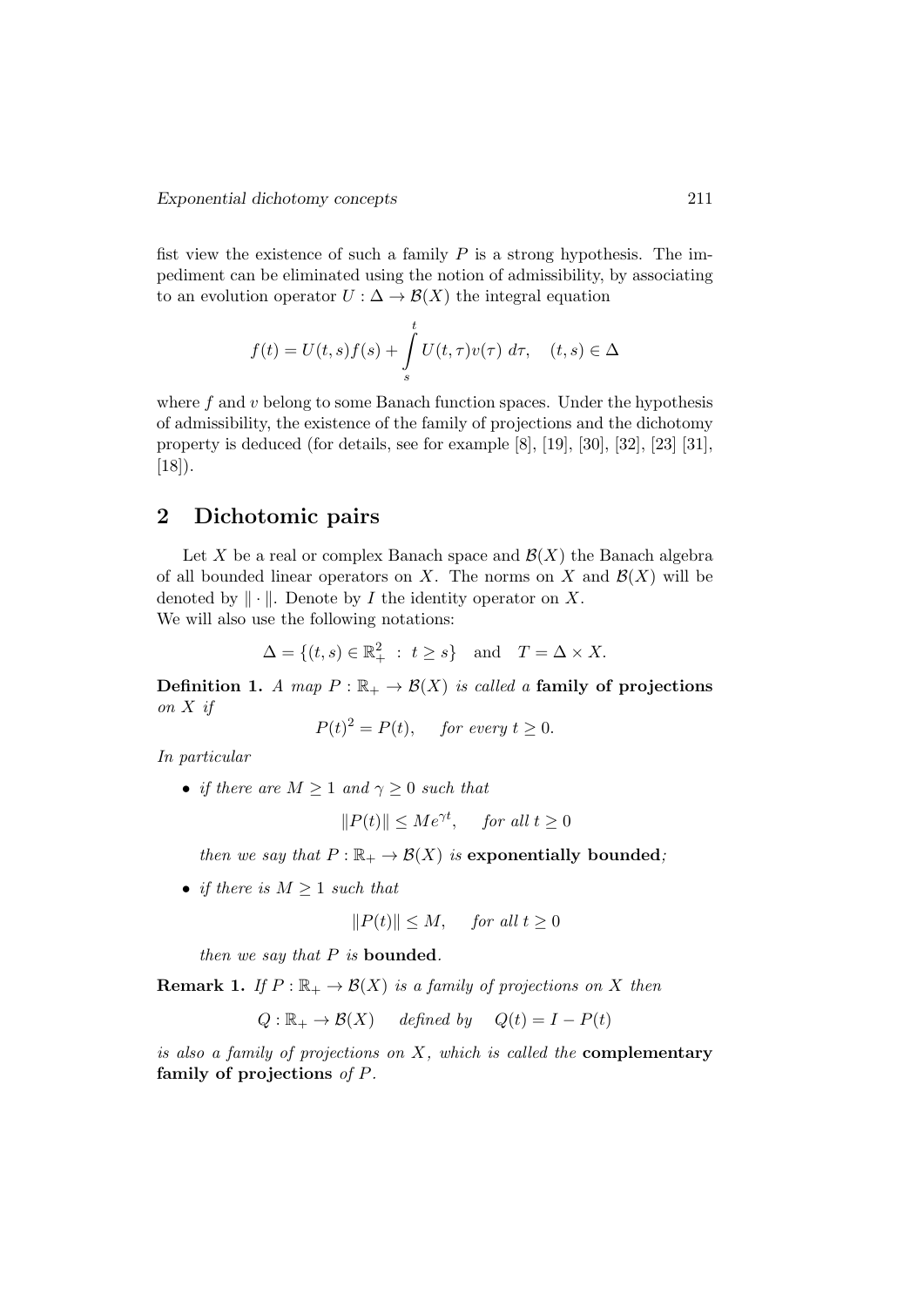fist view the existence of such a family $P$ is a strong hypothesis. The impediment can be eliminated using the notion of admissibility, by associating to an evolution operator $U : \Delta \to \mathcal{B}(X)$ the integral equation

$$f(t) = U(t,s)f(s) + \int_s^t U(t,\tau)v(\tau)\, d\tau, \quad (t,s) \in \Delta$$

where $f$ and $v$ belong to some Banach function spaces. Under the hypothesis of admissibility, the existence of the family of projections and the dichotomy property is deduced (for details, see for example [8], [19], [30], [32], [23] [31], [18]).

## 2 Dichotomic pairs

Let $X$ be a real or complex Banach space and $\mathcal{B}(X)$ the Banach algebra of all bounded linear operators on $X$. The norms on $X$ and $\mathcal{B}(X)$ will be denoted by $\|\cdot\|$. Denote by $I$ the identity operator on $X$.
We will also use the following notations:

$$\Delta = \{(t,s) \in \mathbb{R}_+^2 \; : \; t \geq s\} \quad \text{and} \quad T = \Delta \times X.$$

**Definition 1.** *A map $P : \mathbb{R}_+ \to \mathcal{B}(X)$ is called a* **family of projections** *on $X$ if*

$$P(t)^2 = P(t), \quad \text{for every } t \geq 0.$$

*In particular*

- *if there are $M \geq 1$ and $\gamma \geq 0$ such that*

  $$\|P(t)\| \leq Me^{\gamma t}, \quad \text{for all } t \geq 0$$

  *then we say that $P : \mathbb{R}_+ \to \mathcal{B}(X)$ is* **exponentially bounded***;*

- *if there is $M \geq 1$ such that*

  $$\|P(t)\| \leq M, \quad \text{for all } t \geq 0$$

  *then we say that $P$ is* **bounded***.*

**Remark 1.** *If $P : \mathbb{R}_+ \to \mathcal{B}(X)$ is a family of projections on $X$ then*

$$Q : \mathbb{R}_+ \to \mathcal{B}(X) \quad \text{defined by} \quad Q(t) = I - P(t)$$

*is also a family of projections on $X$, which is called the* **complementary family of projections** *of $P$.*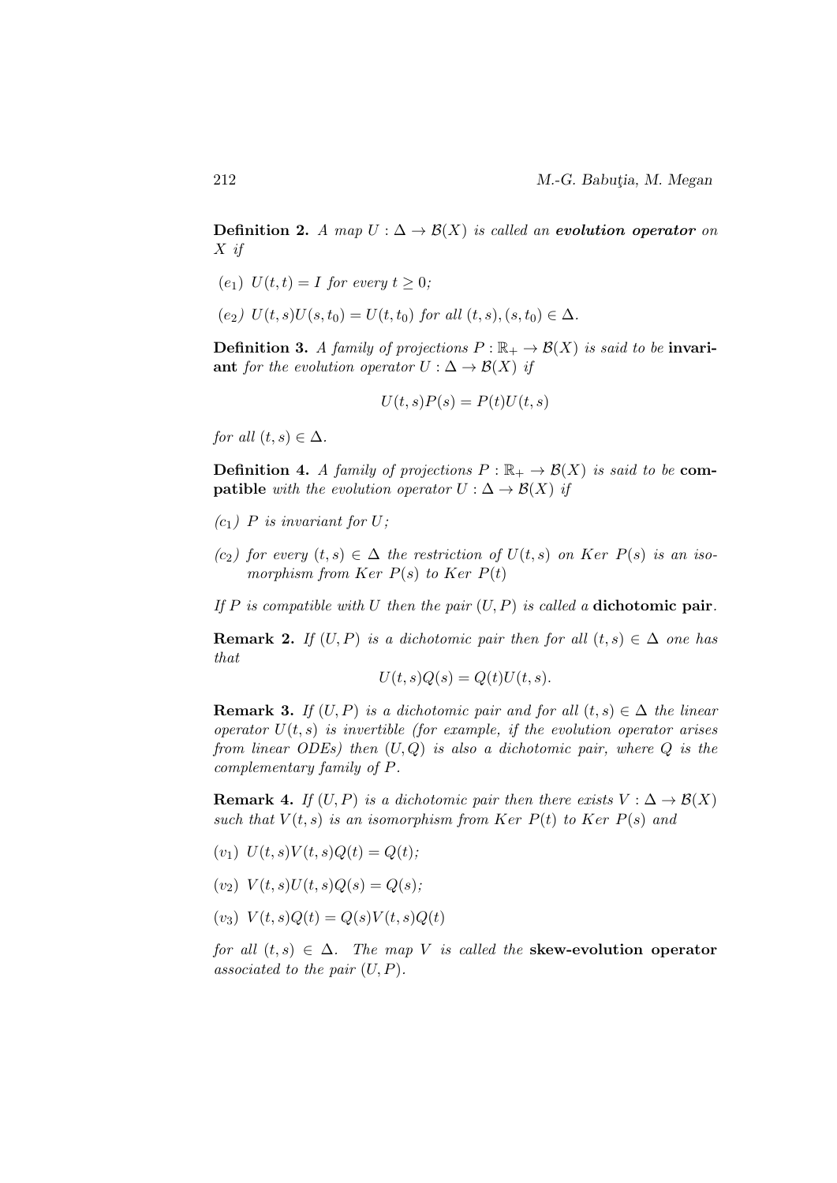**Definition 2.** *A map $U : \Delta \to \mathcal{B}(X)$ is called an **evolution operator** on $X$ if*

- *$(e_1)$ $U(t,t) = I$ for every $t \geq 0$;*
- *$(e_2)$ $U(t,s)U(s,t_0) = U(t,t_0)$ for all $(t,s), (s,t_0) \in \Delta$.*

**Definition 3.** *A family of projections $P : \mathbb{R}_+ \to \mathcal{B}(X)$ is said to be* **invariant** *for the evolution operator $U : \Delta \to \mathcal{B}(X)$ if*

$$U(t,s)P(s) = P(t)U(t,s)$$

*for all $(t,s) \in \Delta$.*

**Definition 4.** *A family of projections $P : \mathbb{R}_+ \to \mathcal{B}(X)$ is said to be* **compatible** *with the evolution operator $U : \Delta \to \mathcal{B}(X)$ if*

- *$(c_1)$ $P$ is invariant for $U$;*
- *$(c_2)$ for every $(t,s) \in \Delta$ the restriction of $U(t,s)$ on $Ker\ P(s)$ is an isomorphism from $Ker\ P(s)$ to $Ker\ P(t)$*

*If $P$ is compatible with $U$ then the pair $(U,P)$ is called a* **dichotomic pair**.

**Remark 2.** *If $(U,P)$ is a dichotomic pair then for all $(t,s) \in \Delta$ one has that*

$$U(t,s)Q(s) = Q(t)U(t,s).$$

**Remark 3.** *If $(U,P)$ is a dichotomic pair and for all $(t,s) \in \Delta$ the linear operator $U(t,s)$ is invertible (for example, if the evolution operator arises from linear ODEs) then $(U,Q)$ is also a dichotomic pair, where $Q$ is the complementary family of $P$.*

**Remark 4.** *If $(U,P)$ is a dichotomic pair then there exists $V : \Delta \to \mathcal{B}(X)$ such that $V(t,s)$ is an isomorphism from $Ker\ P(t)$ to $Ker\ P(s)$ and*

- *$(v_1)$ $U(t,s)V(t,s)Q(t) = Q(t)$;*
- *$(v_2)$ $V(t,s)U(t,s)Q(s) = Q(s)$;*
- *$(v_3)$ $V(t,s)Q(t) = Q(s)V(t,s)Q(t)$*

*for all $(t,s) \in \Delta$. The map $V$ is called the* **skew-evolution operator** *associated to the pair $(U,P)$.*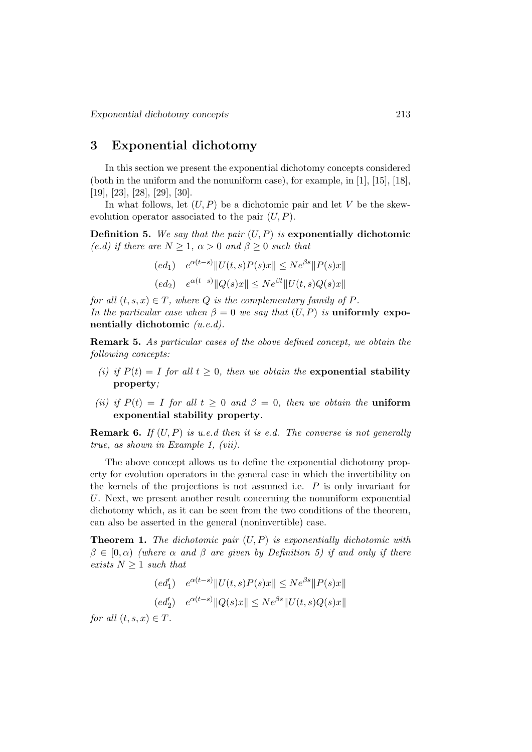## 3 Exponential dichotomy

In this section we present the exponential dichotomy concepts considered (both in the uniform and the nonuniform case), for example, in [1], [15], [18], [19], [23], [28], [29], [30].

In what follows, let $(U, P)$ be a dichotomic pair and let $V$ be the skew-evolution operator associated to the pair $(U, P)$.

**Definition 5.** *We say that the pair $(U, P)$ is* **exponentially dichotomic** *(e.d) if there are $N \geq 1$, $\alpha > 0$ and $\beta \geq 0$ such that*

$$(ed_1) \quad e^{\alpha(t-s)}\|U(t,s)P(s)x\| \leq Ne^{\beta s}\|P(s)x\|$$

$$(ed_2) \quad e^{\alpha(t-s)}\|Q(s)x\| \leq Ne^{\beta t}\|U(t,s)Q(s)x\|$$

*for all $(t, s, x) \in T$, where $Q$ is the complementary family of $P$.*
*In the particular case when $\beta = 0$ we say that $(U, P)$ is* **uniformly exponentially dichotomic** *(u.e.d).*

**Remark 5.** *As particular cases of the above defined concept, we obtain the following concepts:*

*(i) if $P(t) = I$ for all $t \geq 0$, then we obtain the* **exponential stability property***;*

*(ii) if $P(t) = I$ for all $t \geq 0$ and $\beta = 0$, then we obtain the* **uniform exponential stability property***.*

**Remark 6.** *If $(U, P)$ is u.e.d then it is e.d. The converse is not generally true, as shown in Example 1, (vii).*

The above concept allows us to define the exponential dichotomy property for evolution operators in the general case in which the invertibility on the kernels of the projections is not assumed i.e. $P$ is only invariant for $U$. Next, we present another result concerning the nonuniform exponential dichotomy which, as it can be seen from the two conditions of the theorem, can also be asserted in the general (noninvertible) case.

**Theorem 1.** *The dichotomic pair $(U, P)$ is exponentially dichotomic with $\beta \in [0, \alpha)$ (where $\alpha$ and $\beta$ are given by Definition 5) if and only if there exists $N \geq 1$ such that*

$$(ed_1') \quad e^{\alpha(t-s)}\|U(t,s)P(s)x\| \leq Ne^{\beta s}\|P(s)x\|$$

$$(ed_2') \quad e^{\alpha(t-s)}\|Q(s)x\| \leq Ne^{\beta s}\|U(t,s)Q(s)x\|$$

*for all $(t, s, x) \in T$.*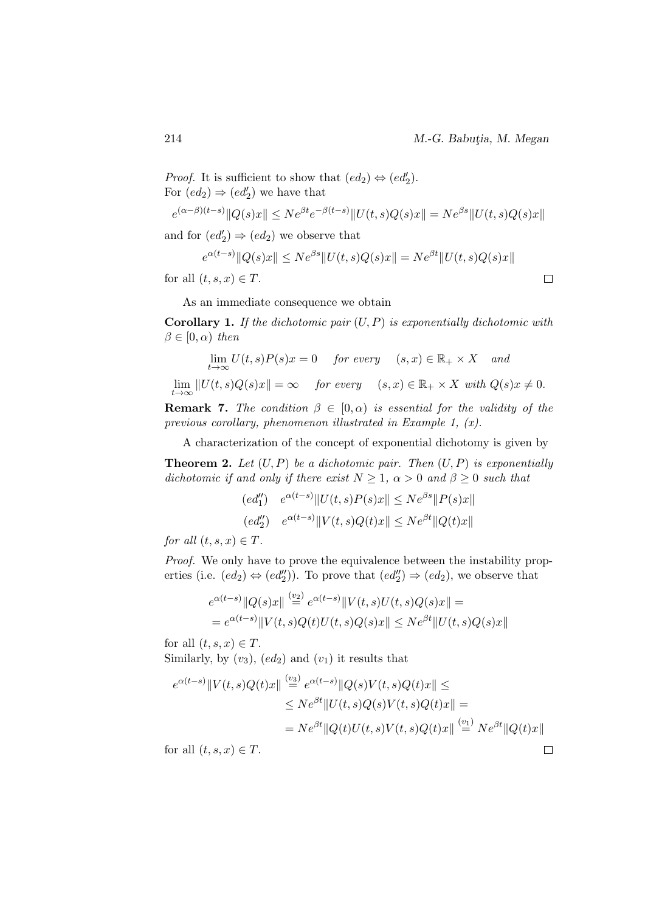*Proof.* It is sufficient to show that $(ed_2) \Leftrightarrow (ed_2')$.
For $(ed_2) \Rightarrow (ed_2')$ we have that

$$e^{(\alpha-\beta)(t-s)}\|Q(s)x\| \leq Ne^{\beta t}e^{-\beta(t-s)}\|U(t,s)Q(s)x\| = Ne^{\beta s}\|U(t,s)Q(s)x\|$$

and for $(ed_2') \Rightarrow (ed_2)$ we observe that

$$e^{\alpha(t-s)}\|Q(s)x\| \leq Ne^{\beta s}\|U(t,s)Q(s)x\| = Ne^{\beta t}\|U(t,s)Q(s)x\|$$

for all $(t,s,x) \in T$. □

As an immediate consequence we obtain

**Corollary 1.** *If the dichotomic pair $(U,P)$ is exponentially dichotomic with $\beta \in [0,\alpha)$ then*

$$\lim_{t\to\infty} U(t,s)P(s)x = 0 \quad \textit{for every} \quad (s,x) \in \mathbb{R}_+ \times X \quad \textit{and}$$

$$\lim_{t\to\infty} \|U(t,s)Q(s)x\| = \infty \quad \textit{for every} \quad (s,x) \in \mathbb{R}_+ \times X \textit{ with } Q(s)x \neq 0.$$

**Remark 7.** *The condition $\beta \in [0,\alpha)$ is essential for the validity of the previous corollary, phenomenon illustrated in Example 1, (x).*

A characterization of the concept of exponential dichotomy is given by

**Theorem 2.** *Let $(U,P)$ be a dichotomic pair. Then $(U,P)$ is exponentially dichotomic if and only if there exist $N \geq 1$, $\alpha > 0$ and $\beta \geq 0$ such that*

$$(ed_1'') \quad e^{\alpha(t-s)}\|U(t,s)P(s)x\| \leq Ne^{\beta s}\|P(s)x\|$$

$$(ed_2'') \quad e^{\alpha(t-s)}\|V(t,s)Q(t)x\| \leq Ne^{\beta t}\|Q(t)x\|$$

*for all $(t,s,x) \in T$.*

*Proof.* We only have to prove the equivalence between the instability properties (i.e. $(ed_2) \Leftrightarrow (ed_2'')$). To prove that $(ed_2'') \Rightarrow (ed_2)$, we observe that

$$\begin{aligned} e^{\alpha(t-s)}\|Q(s)x\| &\overset{(v_2)}{=} e^{\alpha(t-s)}\|V(t,s)U(t,s)Q(s)x\| = \\ &= e^{\alpha(t-s)}\|V(t,s)Q(t)U(t,s)Q(s)x\| \leq Ne^{\beta t}\|U(t,s)Q(s)x\| \end{aligned}$$

for all $(t,s,x) \in T$.
Similarly, by $(v_3)$, $(ed_2)$ and $(v_1)$ it results that

$$\begin{aligned} e^{\alpha(t-s)}\|V(t,s)Q(t)x\| &\overset{(v_3)}{=} e^{\alpha(t-s)}\|Q(s)V(t,s)Q(t)x\| \leq \\ &\leq Ne^{\beta t}\|U(t,s)Q(s)V(t,s)Q(t)x\| = \\ &= Ne^{\beta t}\|Q(t)U(t,s)V(t,s)Q(t)x\| \overset{(v_1)}{=} Ne^{\beta t}\|Q(t)x\| \end{aligned}$$

for all $(t,s,x) \in T$. □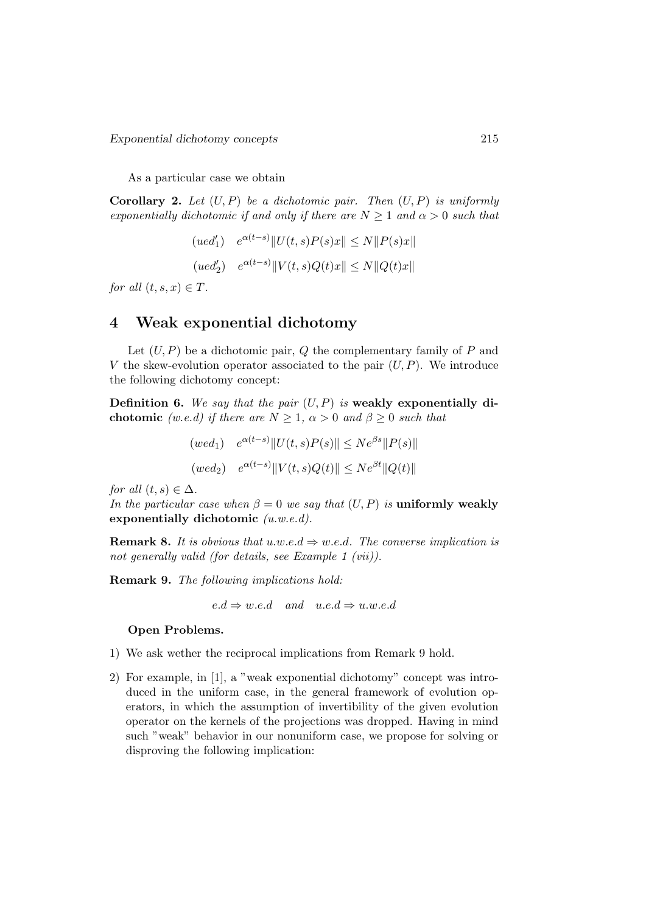As a particular case we obtain

**Corollary 2.** *Let $(U,P)$ be a dichotomic pair. Then $(U,P)$ is uniformly exponentially dichotomic if and only if there are $N \geq 1$ and $\alpha > 0$ such that*

$$(ued_1') \quad e^{\alpha(t-s)}\|U(t,s)P(s)x\| \leq N\|P(s)x\|$$

$$(ued_2') \quad e^{\alpha(t-s)}\|V(t,s)Q(t)x\| \leq N\|Q(t)x\|$$

*for all $(t,s,x) \in T$.*

## 4 Weak exponential dichotomy

Let $(U,P)$ be a dichotomic pair, $Q$ the complementary family of $P$ and $V$ the skew-evolution operator associated to the pair $(U,P)$. We introduce the following dichotomy concept:

**Definition 6.** *We say that the pair $(U,P)$ is* **weakly exponentially dichotomic** *(w.e.d) if there are $N \geq 1$, $\alpha > 0$ and $\beta \geq 0$ such that*

$$(wed_1) \quad e^{\alpha(t-s)}\|U(t,s)P(s)\| \leq Ne^{\beta s}\|P(s)\|$$

$$(wed_2) \quad e^{\alpha(t-s)}\|V(t,s)Q(t)\| \leq Ne^{\beta t}\|Q(t)\|$$

*for all $(t,s) \in \Delta$.*
*In the particular case when $\beta = 0$ we say that $(U,P)$ is* **uniformly weakly exponentially dichotomic** *(u.w.e.d).*

**Remark 8.** *It is obvious that u.w.e.d $\Rightarrow$ w.e.d. The converse implication is not generally valid (for details, see Example 1 (vii)).*

**Remark 9.** *The following implications hold:*

$$e.d \Rightarrow w.e.d \quad and \quad u.e.d \Rightarrow u.w.e.d$$

**Open Problems.**

1) We ask wether the reciprocal implications from Remark 9 hold.

2) For example, in [1], a "weak exponential dichotomy" concept was introduced in the uniform case, in the general framework of evolution operators, in which the assumption of invertibility of the given evolution operator on the kernels of the projections was dropped. Having in mind such "weak" behavior in our nonuniform case, we propose for solving or disproving the following implication: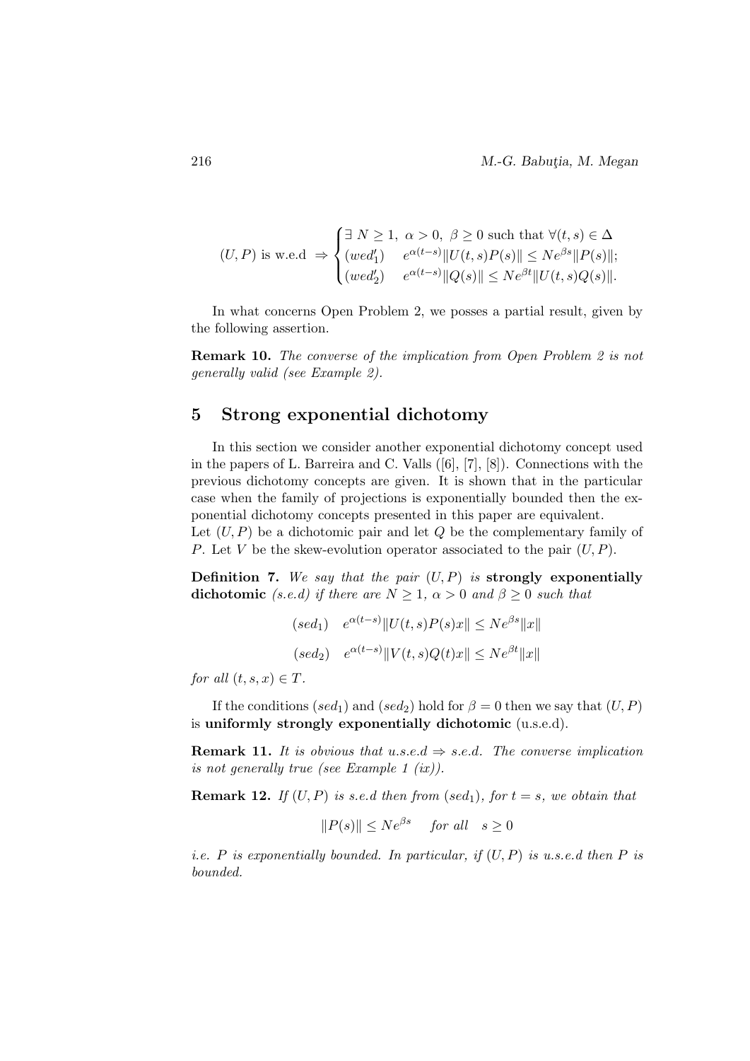$$(U,P) \text{ is w.e.d } \Rightarrow \begin{cases} \exists\ N \geq 1,\ \alpha > 0,\ \beta \geq 0 \text{ such that } \forall (t,s) \in \Delta \\ (wed_1') \quad e^{\alpha(t-s)}\|U(t,s)P(s)\| \leq Ne^{\beta s}\|P(s)\|; \\ (wed_2') \quad e^{\alpha(t-s)}\|Q(s)\| \leq Ne^{\beta t}\|U(t,s)Q(s)\|. \end{cases}$$

In what concerns Open Problem 2, we posses a partial result, given by the following assertion.

**Remark 10.** *The converse of the implication from Open Problem 2 is not generally valid (see Example 2).*

## 5 Strong exponential dichotomy

In this section we consider another exponential dichotomy concept used in the papers of L. Barreira and C. Valls ([6], [7], [8]). Connections with the previous dichotomy concepts are given. It is shown that in the particular case when the family of projections is exponentially bounded then the exponential dichotomy concepts presented in this paper are equivalent.
Let $(U,P)$ be a dichotomic pair and let $Q$ be the complementary family of $P$. Let $V$ be the skew-evolution operator associated to the pair $(U,P)$.

**Definition 7.** *We say that the pair $(U,P)$ is* **strongly exponentially dichotomic** *(s.e.d) if there are $N \geq 1$, $\alpha > 0$ and $\beta \geq 0$ such that*

$$(sed_1) \quad e^{\alpha(t-s)}\|U(t,s)P(s)x\| \leq Ne^{\beta s}\|x\|$$

$$(sed_2) \quad e^{\alpha(t-s)}\|V(t,s)Q(t)x\| \leq Ne^{\beta t}\|x\|$$

*for all $(t,s,x) \in T$.*

If the conditions $(sed_1)$ and $(sed_2)$ hold for $\beta = 0$ then we say that $(U,P)$ is **uniformly strongly exponentially dichotomic** (u.s.e.d).

**Remark 11.** *It is obvious that u.s.e.d $\Rightarrow$ s.e.d. The converse implication is not generally true (see Example 1 (ix)).*

**Remark 12.** *If $(U,P)$ is s.e.d then from $(sed_1)$, for $t = s$, we obtain that*

$$\|P(s)\| \leq Ne^{\beta s} \quad \text{for all} \quad s \geq 0$$

*i.e. $P$ is exponentially bounded. In particular, if $(U,P)$ is u.s.e.d then $P$ is bounded.*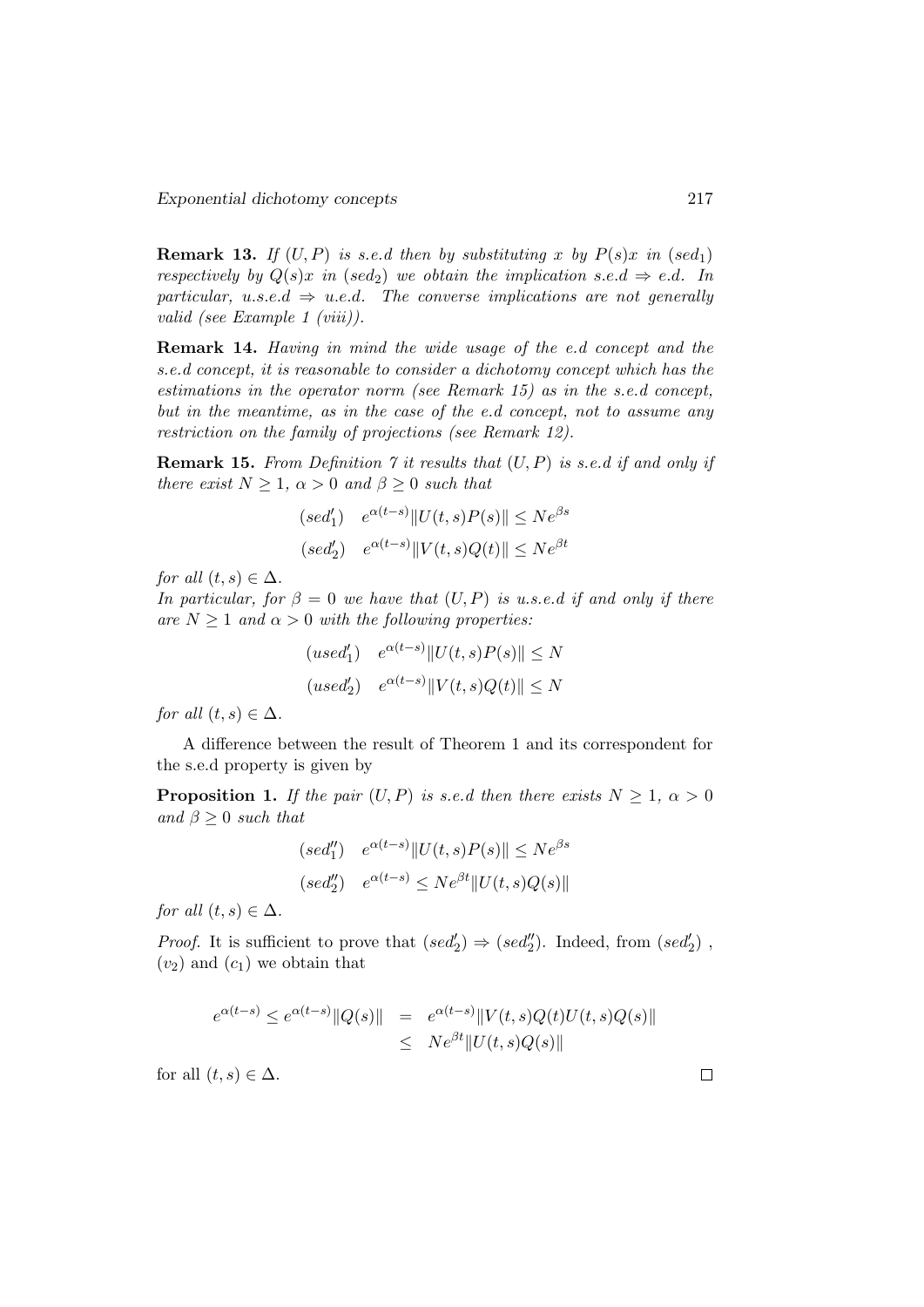**Remark 13.** *If $(U, P)$ is s.e.d then by substituting $x$ by $P(s)x$ in $(sed_1)$ respectively by $Q(s)x$ in $(sed_2)$ we obtain the implication s.e.d $\Rightarrow$ e.d. In particular, u.s.e.d $\Rightarrow$ u.e.d. The converse implications are not generally valid (see Example 1 (viii)).*

**Remark 14.** *Having in mind the wide usage of the e.d concept and the s.e.d concept, it is reasonable to consider a dichotomy concept which has the estimations in the operator norm (see Remark 15) as in the s.e.d concept, but in the meantime, as in the case of the e.d concept, not to assume any restriction on the family of projections (see Remark 12).*

**Remark 15.** *From Definition 7 it results that $(U, P)$ is s.e.d if and only if there exist $N \geq 1$, $\alpha > 0$ and $\beta \geq 0$ such that*

$$(sed_1') \quad e^{\alpha(t-s)}\|U(t,s)P(s)\| \leq Ne^{\beta s}$$

$$(sed_2') \quad e^{\alpha(t-s)}\|V(t,s)Q(t)\| \leq Ne^{\beta t}$$

*for all $(t, s) \in \Delta$.*
*In particular, for $\beta = 0$ we have that $(U, P)$ is u.s.e.d if and only if there are $N \geq 1$ and $\alpha > 0$ with the following properties:*

$$(used_1') \quad e^{\alpha(t-s)}\|U(t,s)P(s)\| \leq N$$

$$(used_2') \quad e^{\alpha(t-s)}\|V(t,s)Q(t)\| \leq N$$

*for all $(t, s) \in \Delta$.*

A difference between the result of Theorem 1 and its correspondent for the s.e.d property is given by

**Proposition 1.** *If the pair $(U, P)$ is s.e.d then there exists $N \geq 1$, $\alpha > 0$ and $\beta \geq 0$ such that*

$$(sed_1'') \quad e^{\alpha(t-s)}\|U(t,s)P(s)\| \leq Ne^{\beta s}$$

$$(sed_2'') \quad e^{\alpha(t-s)} \leq Ne^{\beta t}\|U(t,s)Q(s)\|$$

*for all $(t, s) \in \Delta$.*

*Proof.* It is sufficient to prove that $(sed_2') \Rightarrow (sed_2'')$. Indeed, from $(sed_2')$, $(v_2)$ and $(c_1)$ we obtain that

$$\begin{aligned} e^{\alpha(t-s)} \leq e^{\alpha(t-s)}\|Q(s)\| &= e^{\alpha(t-s)}\|V(t,s)Q(t)U(t,s)Q(s)\| \\ &\leq Ne^{\beta t}\|U(t,s)Q(s)\| \end{aligned}$$

for all $(t, s) \in \Delta$. $\square$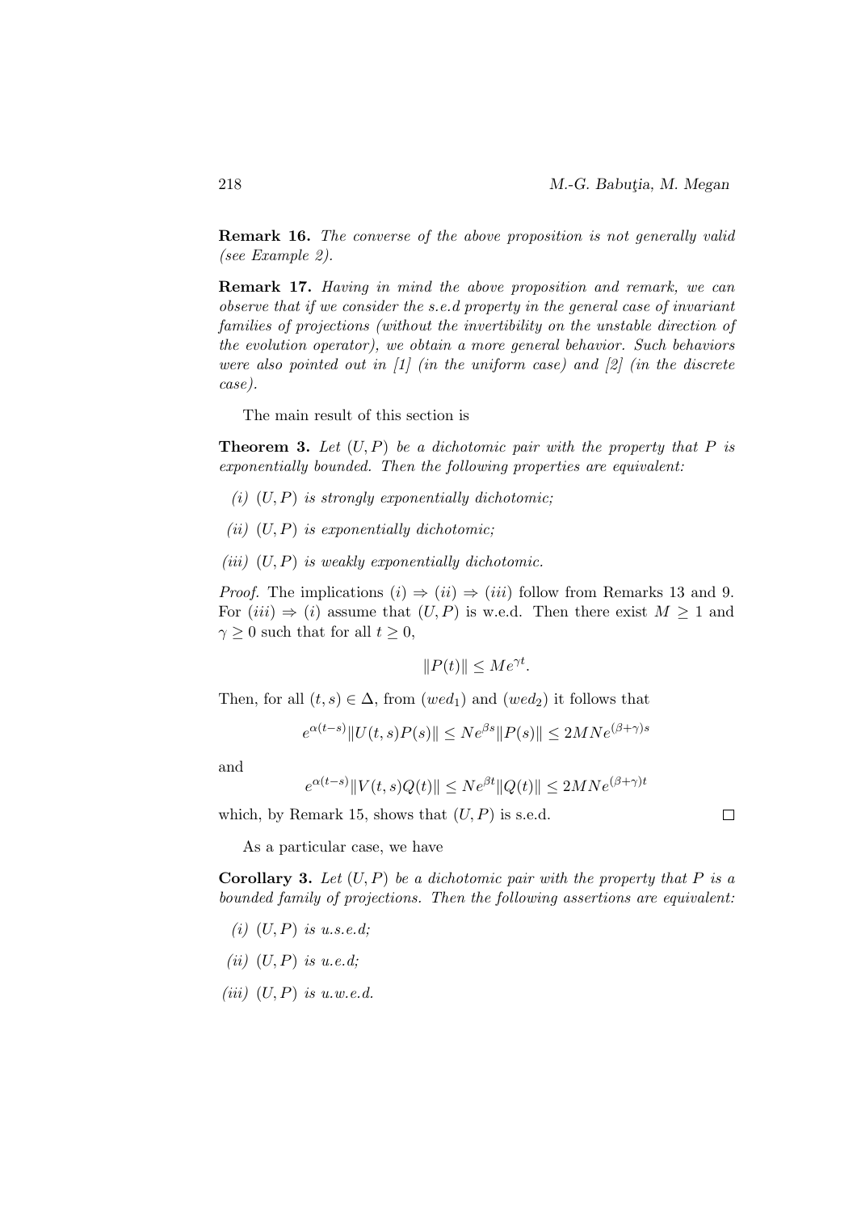**Remark 16.** *The converse of the above proposition is not generally valid (see Example 2).*

**Remark 17.** *Having in mind the above proposition and remark, we can observe that if we consider the s.e.d property in the general case of invariant families of projections (without the invertibility on the unstable direction of the evolution operator), we obtain a more general behavior. Such behaviors were also pointed out in [1] (in the uniform case) and [2] (in the discrete case).*

The main result of this section is

**Theorem 3.** *Let $(U, P)$ be a dichotomic pair with the property that $P$ is exponentially bounded. Then the following properties are equivalent:*

- *(i) $(U, P)$ is strongly exponentially dichotomic;*
- *(ii) $(U, P)$ is exponentially dichotomic;*
- *(iii) $(U, P)$ is weakly exponentially dichotomic.*

*Proof.* The implications $(i) \Rightarrow (ii) \Rightarrow (iii)$ follow from Remarks 13 and 9. For $(iii) \Rightarrow (i)$ assume that $(U, P)$ is w.e.d. Then there exist $M \geq 1$ and $\gamma \geq 0$ such that for all $t \geq 0$,

$$\|P(t)\| \leq Me^{\gamma t}.$$

Then, for all $(t, s) \in \Delta$, from $(wed_1)$ and $(wed_2)$ it follows that

$$e^{\alpha(t-s)}\|U(t, s)P(s)\| \leq Ne^{\beta s}\|P(s)\| \leq 2MNe^{(\beta+\gamma)s}$$

and

$$e^{\alpha(t-s)}\|V(t, s)Q(t)\| \leq Ne^{\beta t}\|Q(t)\| \leq 2MNe^{(\beta+\gamma)t}$$

which, by Remark 15, shows that $(U, P)$ is s.e.d. $\square$

As a particular case, we have

**Corollary 3.** *Let $(U, P)$ be a dichotomic pair with the property that $P$ is a bounded family of projections. Then the following assertions are equivalent:*

- *(i) $(U, P)$ is u.s.e.d;*
- *(ii) $(U, P)$ is u.e.d;*
- *(iii) $(U, P)$ is u.w.e.d.*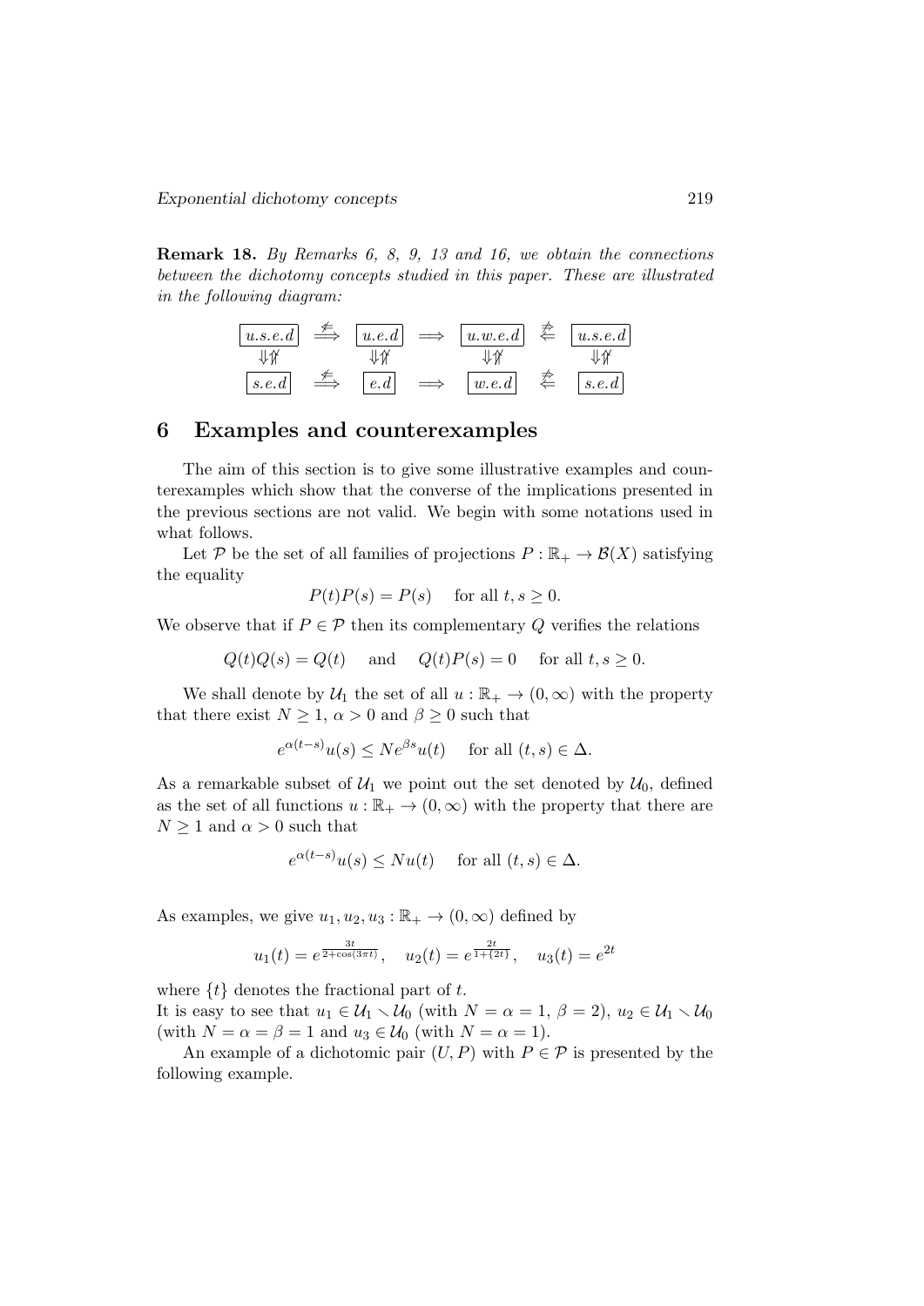**Remark 18.** *By Remarks 6, 8, 9, 13 and 16, we obtain the connections between the dichotomy concepts studied in this paper. These are illustrated in the following diagram:*

$$
\begin{array}{ccccccc}
\boxed{u.s.e.d} & \overset{\not\Leftarrow}{\Longrightarrow} & \boxed{u.e.d} & \Longrightarrow & \boxed{u.w.e.d} & \overset{\not\Rightarrow}{\Longleftarrow} & \boxed{u.s.e.d} \\
\Downarrow\not\Uparrow & & \Downarrow\not\Uparrow & & \Downarrow\not\Uparrow & & \Downarrow\not\Uparrow \\
\boxed{s.e.d} & \overset{\not\Leftarrow}{\Longrightarrow} & \boxed{e.d} & \Longrightarrow & \boxed{w.e.d} & \overset{\not\Rightarrow}{\Longleftarrow} & \boxed{s.e.d}
\end{array}
$$

## 6 Examples and counterexamples

The aim of this section is to give some illustrative examples and counterexamples which show that the converse of the implications presented in the previous sections are not valid. We begin with some notations used in what follows.

Let $\mathcal{P}$ be the set of all families of projections $P : \mathbb{R}_+ \to \mathcal{B}(X)$ satisfying the equality

$$P(t)P(s) = P(s) \quad \text{for all } t, s \geq 0.$$

We observe that if $P \in \mathcal{P}$ then its complementary $Q$ verifies the relations

$$Q(t)Q(s) = Q(t) \quad \text{and} \quad Q(t)P(s) = 0 \quad \text{for all } t, s \geq 0.$$

We shall denote by $\mathcal{U}_1$ the set of all $u : \mathbb{R}_+ \to (0, \infty)$ with the property that there exist $N \geq 1$, $\alpha > 0$ and $\beta \geq 0$ such that

$$e^{\alpha(t-s)}u(s) \leq Ne^{\beta s}u(t) \quad \text{for all } (t,s) \in \Delta.$$

As a remarkable subset of $\mathcal{U}_1$ we point out the set denoted by $\mathcal{U}_0$, defined as the set of all functions $u : \mathbb{R}_+ \to (0, \infty)$ with the property that there are $N \geq 1$ and $\alpha > 0$ such that

$$e^{\alpha(t-s)}u(s) \leq Nu(t) \quad \text{for all } (t,s) \in \Delta.$$

As examples, we give $u_1, u_2, u_3 : \mathbb{R}_+ \to (0, \infty)$ defined by

$$u_1(t) = e^{\frac{3t}{2+\cos(3\pi t)}}, \quad u_2(t) = e^{\frac{2t}{1+\{2t\}}}, \quad u_3(t) = e^{2t}$$

where $\{t\}$ denotes the fractional part of $t$.
It is easy to see that $u_1 \in \mathcal{U}_1 \setminus \mathcal{U}_0$ (with $N = \alpha = 1$, $\beta = 2$), $u_2 \in \mathcal{U}_1 \setminus \mathcal{U}_0$ (with $N = \alpha = \beta = 1$ and $u_3 \in \mathcal{U}_0$ (with $N = \alpha = 1$).

An example of a dichotomic pair $(U, P)$ with $P \in \mathcal{P}$ is presented by the following example.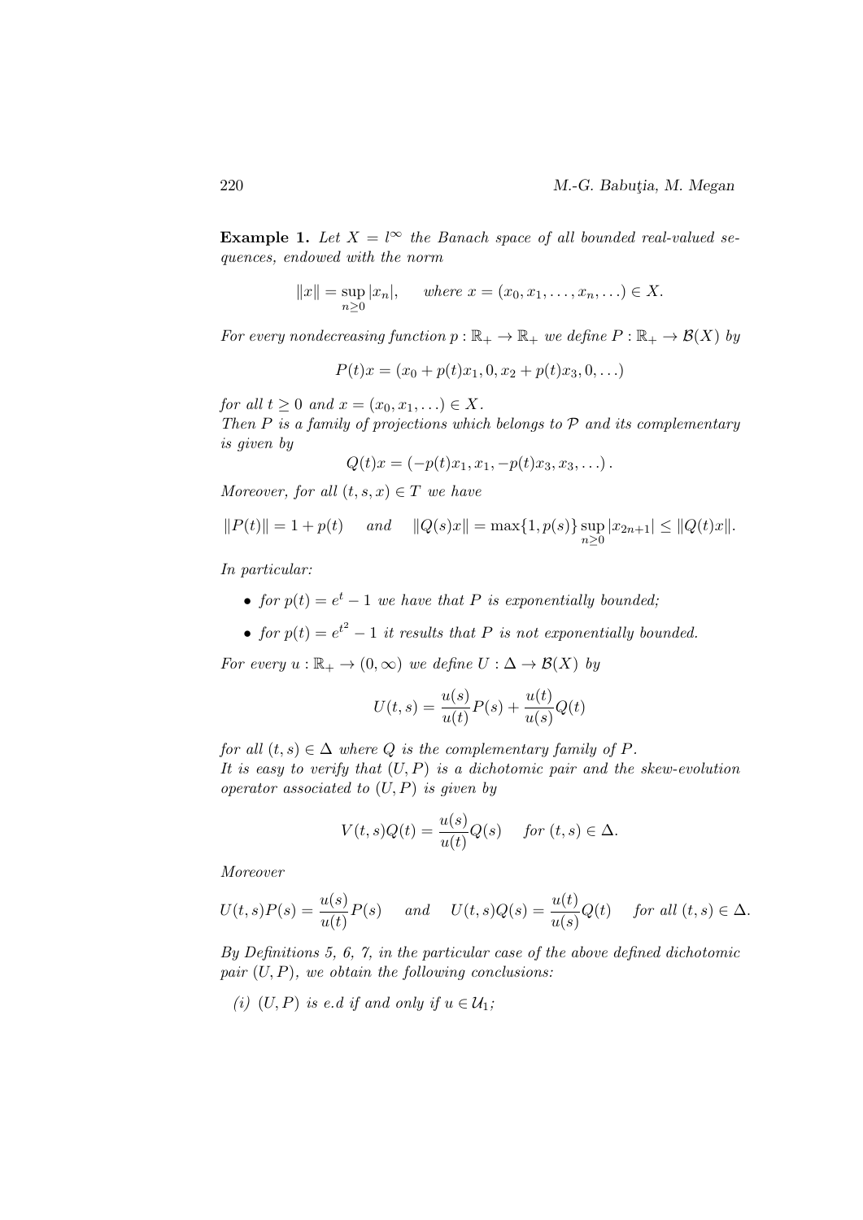**Example 1.** *Let $X = l^\infty$ the Banach space of all bounded real-valued sequences, endowed with the norm*

$$\|x\| = \sup_{n\geq 0} |x_n|, \qquad where\ x = (x_0, x_1, \ldots, x_n, \ldots) \in X.$$

*For every nondecreasing function $p : \mathbb{R}_+ \to \mathbb{R}_+$ we define $P : \mathbb{R}_+ \to \mathcal{B}(X)$ by*

$$P(t)x = (x_0 + p(t)x_1, 0, x_2 + p(t)x_3, 0, \ldots)$$

*for all $t \geq 0$ and $x = (x_0, x_1, \ldots) \in X$.*
*Then $P$ is a family of projections which belongs to $\mathcal{P}$ and its complementary is given by*

$$Q(t)x = (-p(t)x_1, x_1, -p(t)x_3, x_3, \ldots).$$

*Moreover, for all $(t, s, x) \in T$ we have*

$$\|P(t)\| = 1 + p(t) \quad \text{ and } \quad \|Q(s)x\| = \max\{1, p(s)\} \sup_{n\geq 0} |x_{2n+1}| \leq \|Q(t)x\|.$$

*In particular:*

- *for $p(t) = e^t - 1$ we have that $P$ is exponentially bounded;*
- *for $p(t) = e^{t^2} - 1$ it results that $P$ is not exponentially bounded.*

*For every $u : \mathbb{R}_+ \to (0, \infty)$ we define $U : \Delta \to \mathcal{B}(X)$ by*

$$U(t, s) = \frac{u(s)}{u(t)} P(s) + \frac{u(t)}{u(s)} Q(t)$$

*for all $(t, s) \in \Delta$ where $Q$ is the complementary family of $P$.*
*It is easy to verify that $(U, P)$ is a dichotomic pair and the skew-evolution operator associated to $(U, P)$ is given by*

$$V(t, s)Q(t) = \frac{u(s)}{u(t)} Q(s) \quad \text{ for } (t, s) \in \Delta.$$

*Moreover*

$$U(t, s)P(s) = \frac{u(s)}{u(t)} P(s) \quad \text{ and } \quad U(t, s)Q(s) = \frac{u(t)}{u(s)} Q(t) \quad \text{ for all } (t, s) \in \Delta.$$

*By Definitions 5, 6, 7, in the particular case of the above defined dichotomic pair $(U, P)$, we obtain the following conclusions:*

*(i) $(U, P)$ is e.d if and only if $u \in \mathcal{U}_1$;*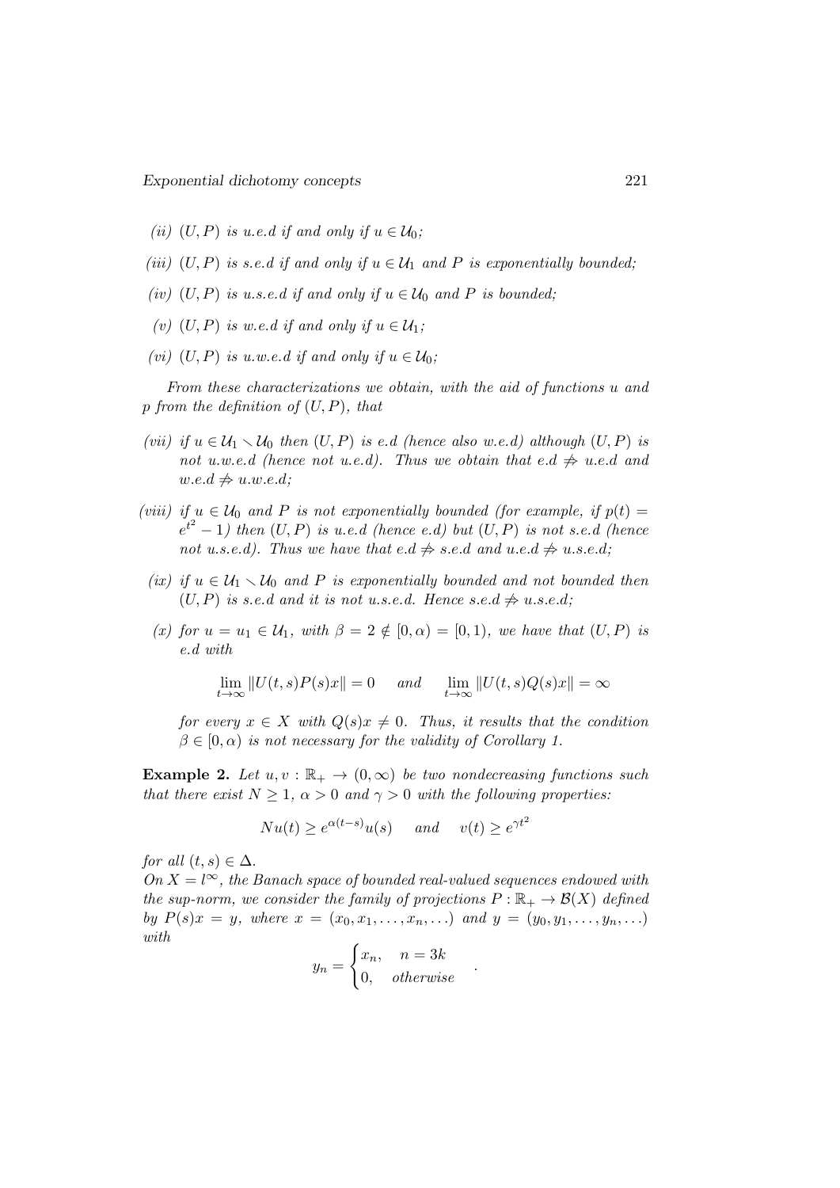*(ii)* $(U, P)$ *is u.e.d if and only if* $u \in \mathcal{U}_0$*;*

*(iii)* $(U, P)$ *is s.e.d if and only if* $u \in \mathcal{U}_1$ *and* $P$ *is exponentially bounded;*

*(iv)* $(U, P)$ *is u.s.e.d if and only if* $u \in \mathcal{U}_0$ *and* $P$ *is bounded;*

*(v)* $(U, P)$ *is w.e.d if and only if* $u \in \mathcal{U}_1$*;*

*(vi)* $(U, P)$ *is u.w.e.d if and only if* $u \in \mathcal{U}_0$*;*

*From these characterizations we obtain, with the aid of functions* $u$ *and* $p$ *from the definition of* $(U, P)$*, that*

*(vii) if* $u \in \mathcal{U}_1 \setminus \mathcal{U}_0$ *then* $(U, P)$ *is e.d (hence also w.e.d) although* $(U, P)$ *is not u.w.e.d (hence not u.e.d). Thus we obtain that e.d* $\not\Rightarrow$ *u.e.d and w.e.d* $\not\Rightarrow$ *u.w.e.d;*

*(viii) if* $u \in \mathcal{U}_0$ *and* $P$ *is not exponentially bounded (for example, if* $p(t) = e^{t^2} - 1$*) then* $(U, P)$ *is u.e.d (hence e.d) but* $(U, P)$ *is not s.e.d (hence not u.s.e.d). Thus we have that e.d* $\not\Rightarrow$ *s.e.d and u.e.d* $\not\Rightarrow$ *u.s.e.d;*

*(ix) if* $u \in \mathcal{U}_1 \setminus \mathcal{U}_0$ *and* $P$ *is exponentially bounded and not bounded then* $(U, P)$ *is s.e.d and it is not u.s.e.d. Hence s.e.d* $\not\Rightarrow$ *u.s.e.d;*

*(x) for* $u = u_1 \in \mathcal{U}_1$*, with* $\beta = 2 \notin [0, \alpha) = [0, 1)$*, we have that* $(U, P)$ *is e.d with*

$$\lim_{t\to\infty} \|U(t, s)P(s)x\| = 0 \quad \text{and} \quad \lim_{t\to\infty} \|U(t, s)Q(s)x\| = \infty$$

*for every* $x \in X$ *with* $Q(s)x \neq 0$*. Thus, it results that the condition* $\beta \in [0, \alpha)$ *is not necessary for the validity of Corollary 1.*

**Example 2.** *Let* $u, v : \mathbb{R}_+ \to (0, \infty)$ *be two nondecreasing functions such that there exist* $N \geq 1$*,* $\alpha > 0$ *and* $\gamma > 0$ *with the following properties:*

$$Nu(t) \geq e^{\alpha(t-s)}u(s) \quad \text{and} \quad v(t) \geq e^{\gamma t^2}$$

*for all* $(t, s) \in \Delta$*.*
*On* $X = l^\infty$*, the Banach space of bounded real-valued sequences endowed with the sup-norm, we consider the family of projections* $P : \mathbb{R}_+ \to \mathcal{B}(X)$ *defined by* $P(s)x = y$*, where* $x = (x_0, x_1, \ldots, x_n, \ldots)$ *and* $y = (y_0, y_1, \ldots, y_n, \ldots)$ *with*

$$y_n = \begin{cases} x_n, & n = 3k \\ 0, & \text{otherwise} \end{cases}.$$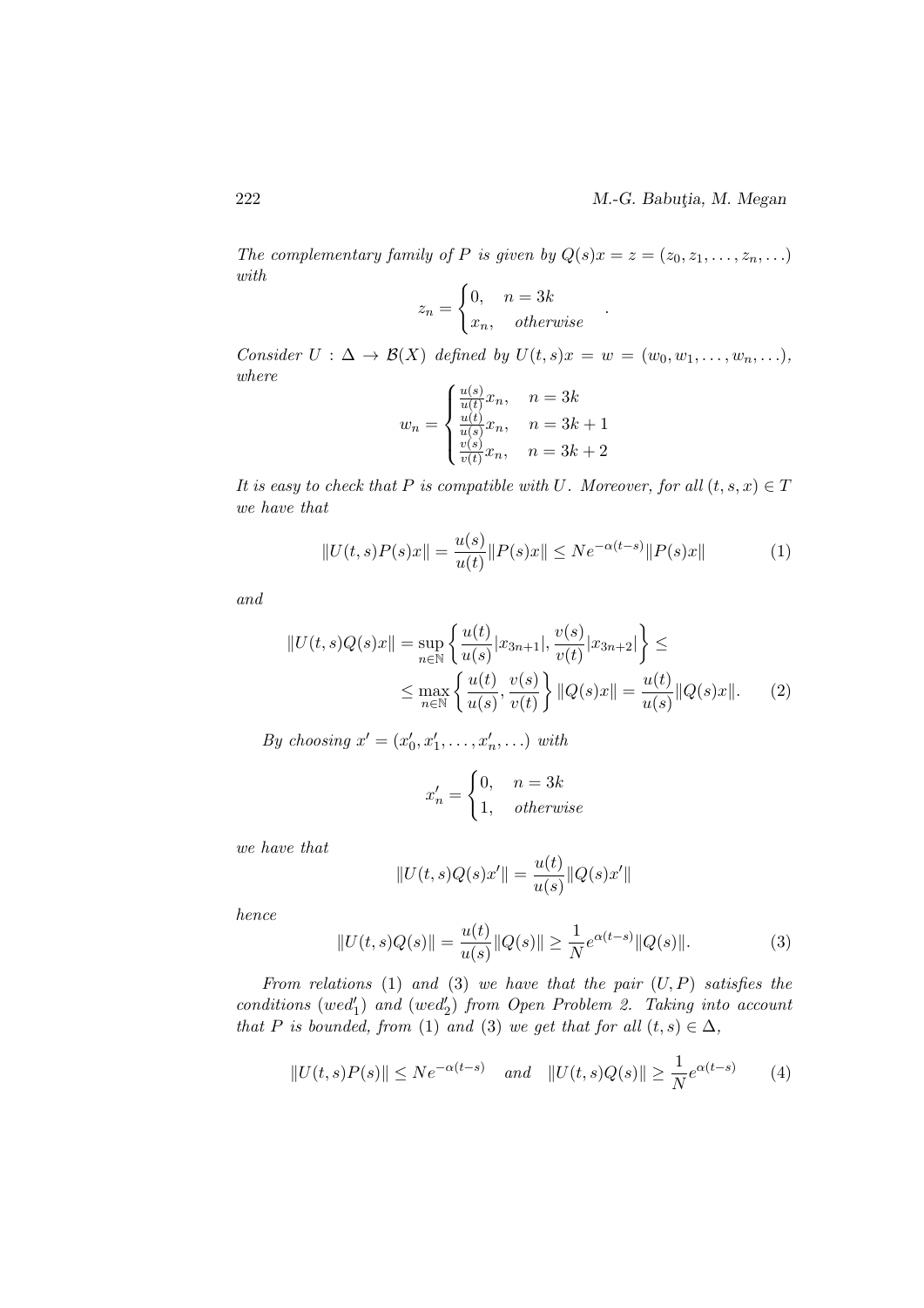*The complementary family of $P$ is given by $Q(s)x = z = (z_0, z_1, \ldots, z_n, \ldots)$ with*

$$z_n = \begin{cases} 0, & n = 3k \\ x_n, & otherwise \end{cases} .$$

*Consider $U : \Delta \to \mathcal{B}(X)$ defined by $U(t,s)x = w = (w_0, w_1, \ldots, w_n, \ldots)$, where*

$$w_n = \begin{cases} \frac{u(s)}{u(t)} x_n, & n = 3k \\ \frac{u(t)}{u(s)} x_n, & n = 3k+1 \\ \frac{v(s)}{v(t)} x_n, & n = 3k+2 \end{cases}$$

*It is easy to check that $P$ is compatible with $U$. Moreover, for all $(t,s,x) \in T$ we have that*

$$\|U(t,s)P(s)x\| = \frac{u(s)}{u(t)} \|P(s)x\| \leq N e^{-\alpha(t-s)} \|P(s)x\| \tag{1}$$

*and*

$$\|U(t,s)Q(s)x\| = \sup_{n \in \mathbb{N}} \left\{ \frac{u(t)}{u(s)} |x_{3n+1}|, \frac{v(s)}{v(t)} |x_{3n+2}| \right\} \leq$$
$$\leq \max_{n \in \mathbb{N}} \left\{ \frac{u(t)}{u(s)}, \frac{v(s)}{v(t)} \right\} \|Q(s)x\| = \frac{u(t)}{u(s)} \|Q(s)x\|. \tag{2}$$

*By choosing $x' = (x'_0, x'_1, \ldots, x'_n, \ldots)$ with*

$$x'_n = \begin{cases} 0, & n = 3k \\ 1, & otherwise \end{cases}$$

*we have that*

$$\|U(t,s)Q(s)x'\| = \frac{u(t)}{u(s)} \|Q(s)x'\|$$

*hence*

$$\|U(t,s)Q(s)\| = \frac{u(t)}{u(s)} \|Q(s)\| \geq \frac{1}{N} e^{\alpha(t-s)} \|Q(s)\|. \tag{3}$$

*From relations (1) and (3) we have that the pair $(U, P)$ satisfies the conditions $(wed'_1)$ and $(wed'_2)$ from Open Problem 2. Taking into account that $P$ is bounded, from (1) and (3) we get that for all $(t,s) \in \Delta$,*

$$\|U(t,s)P(s)\| \leq N e^{-\alpha(t-s)} \quad and \quad \|U(t,s)Q(s)\| \geq \frac{1}{N} e^{\alpha(t-s)} \tag{4}$$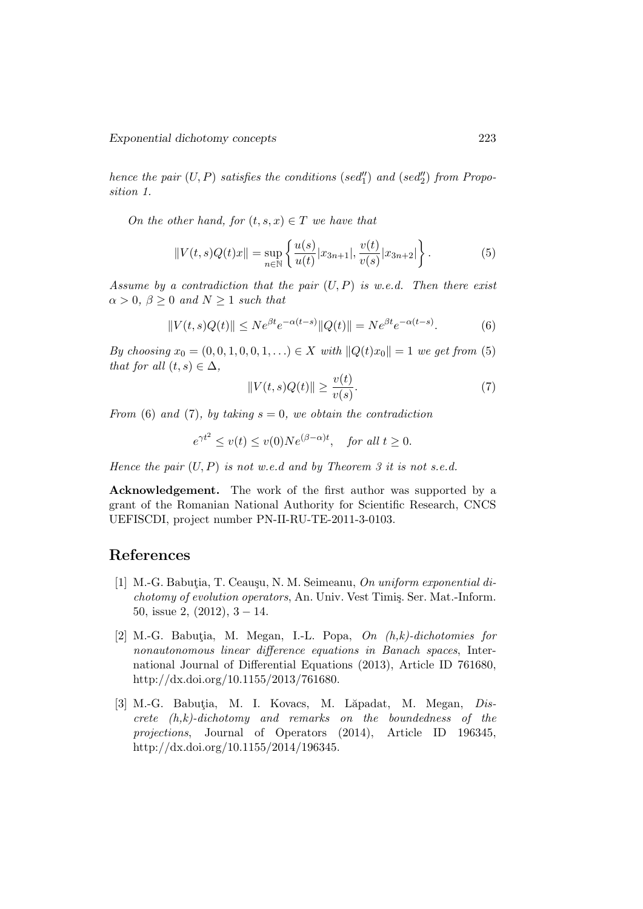*hence the pair $(U, P)$ satisfies the conditions $(sed_1'')$ and $(sed_2'')$ from Proposition 1.*

*On the other hand, for $(t, s, x) \in T$ we have that*

$$\|V(t,s)Q(t)x\| = \sup_{n\in\mathbb{N}} \left\{ \frac{u(s)}{u(t)}|x_{3n+1}|, \frac{v(t)}{v(s)}|x_{3n+2}| \right\}. \tag{5}$$

*Assume by a contradiction that the pair $(U, P)$ is w.e.d. Then there exist $\alpha > 0$, $\beta \geq 0$ and $N \geq 1$ such that*

$$\|V(t,s)Q(t)\| \leq Ne^{\beta t}e^{-\alpha(t-s)}\|Q(t)\| = Ne^{\beta t}e^{-\alpha(t-s)}. \tag{6}$$

*By choosing $x_0 = (0, 0, 1, 0, 0, 1, \ldots) \in X$ with $\|Q(t)x_0\| = 1$ we get from (5) that for all $(t, s) \in \Delta$,*

$$\|V(t,s)Q(t)\| \geq \frac{v(t)}{v(s)}. \tag{7}$$

*From (6) and (7), by taking $s = 0$, we obtain the contradiction*

$$e^{\gamma t^2} \leq v(t) \leq v(0)Ne^{(\beta-\alpha)t}, \quad \text{for all } t \geq 0.$$

*Hence the pair $(U, P)$ is not w.e.d and by Theorem 3 it is not s.e.d.*

**Acknowledgement.** The work of the first author was supported by a grant of the Romanian National Authority for Scientific Research, CNCS UEFISCDI, project number PN-II-RU-TE-2011-3-0103.

## References

[1] M.-G. Babuţia, T. Ceauşu, N. M. Seimeanu, *On uniform exponential dichotomy of evolution operators*, An. Univ. Vest Timiş. Ser. Mat.-Inform. 50, issue 2, (2012), 3 − 14.

[2] M.-G. Babuţia, M. Megan, I.-L. Popa, *On (h,k)-dichotomies for nonautonomous linear difference equations in Banach spaces*, International Journal of Differential Equations (2013), Article ID 761680, http://dx.doi.org/10.1155/2013/761680.

[3] M.-G. Babuţia, M. I. Kovacs, M. Lăpadat, M. Megan, *Discrete (h,k)-dichotomy and remarks on the boundedness of the projections*, Journal of Operators (2014), Article ID 196345, http://dx.doi.org/10.1155/2014/196345.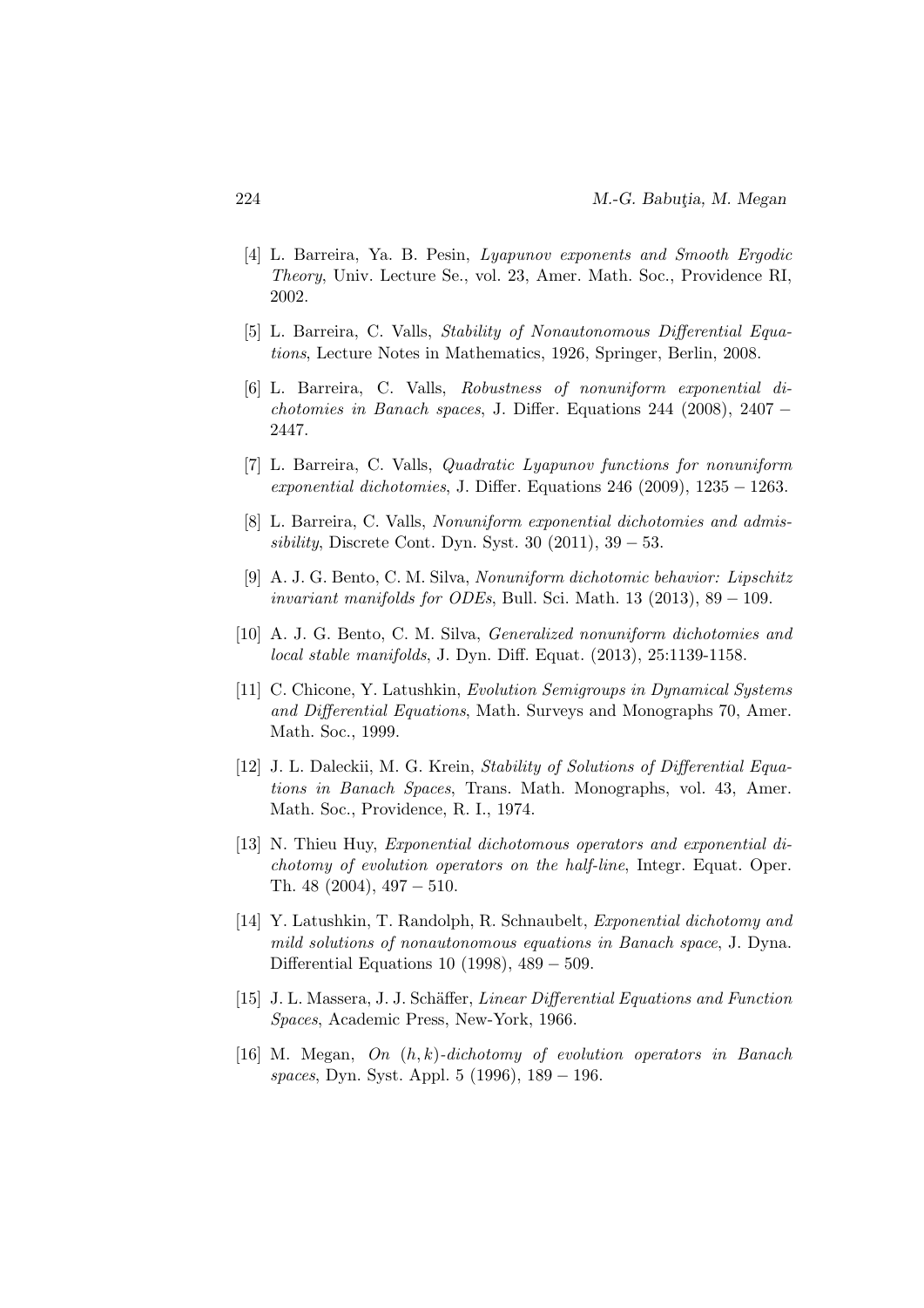[4] L. Barreira, Ya. B. Pesin, *Lyapunov exponents and Smooth Ergodic Theory*, Univ. Lecture Se., vol. 23, Amer. Math. Soc., Providence RI, 2002.

[5] L. Barreira, C. Valls, *Stability of Nonautonomous Differential Equations*, Lecture Notes in Mathematics, 1926, Springer, Berlin, 2008.

[6] L. Barreira, C. Valls, *Robustness of nonuniform exponential dichotomies in Banach spaces*, J. Differ. Equations 244 (2008), 2407 – 2447.

[7] L. Barreira, C. Valls, *Quadratic Lyapunov functions for nonuniform exponential dichotomies*, J. Differ. Equations 246 (2009), 1235 – 1263.

[8] L. Barreira, C. Valls, *Nonuniform exponential dichotomies and admissibility*, Discrete Cont. Dyn. Syst. 30 (2011), 39 – 53.

[9] A. J. G. Bento, C. M. Silva, *Nonuniform dichotomic behavior: Lipschitz invariant manifolds for ODEs*, Bull. Sci. Math. 13 (2013), 89 – 109.

[10] A. J. G. Bento, C. M. Silva, *Generalized nonuniform dichotomies and local stable manifolds*, J. Dyn. Diff. Equat. (2013), 25:1139-1158.

[11] C. Chicone, Y. Latushkin, *Evolution Semigroups in Dynamical Systems and Differential Equations*, Math. Surveys and Monographs 70, Amer. Math. Soc., 1999.

[12] J. L. Daleckii, M. G. Krein, *Stability of Solutions of Differential Equations in Banach Spaces*, Trans. Math. Monographs, vol. 43, Amer. Math. Soc., Providence, R. I., 1974.

[13] N. Thieu Huy, *Exponential dichotomous operators and exponential dichotomy of evolution operators on the half-line*, Integr. Equat. Oper. Th. 48 (2004), 497 – 510.

[14] Y. Latushkin, T. Randolph, R. Schnaubelt, *Exponential dichotomy and mild solutions of nonautonomous equations in Banach space*, J. Dyna. Differential Equations 10 (1998), 489 – 509.

[15] J. L. Massera, J. J. Schäffer, *Linear Differential Equations and Function Spaces*, Academic Press, New-York, 1966.

[16] M. Megan, *On $(h, k)$-dichotomy of evolution operators in Banach spaces*, Dyn. Syst. Appl. 5 (1996), 189 – 196.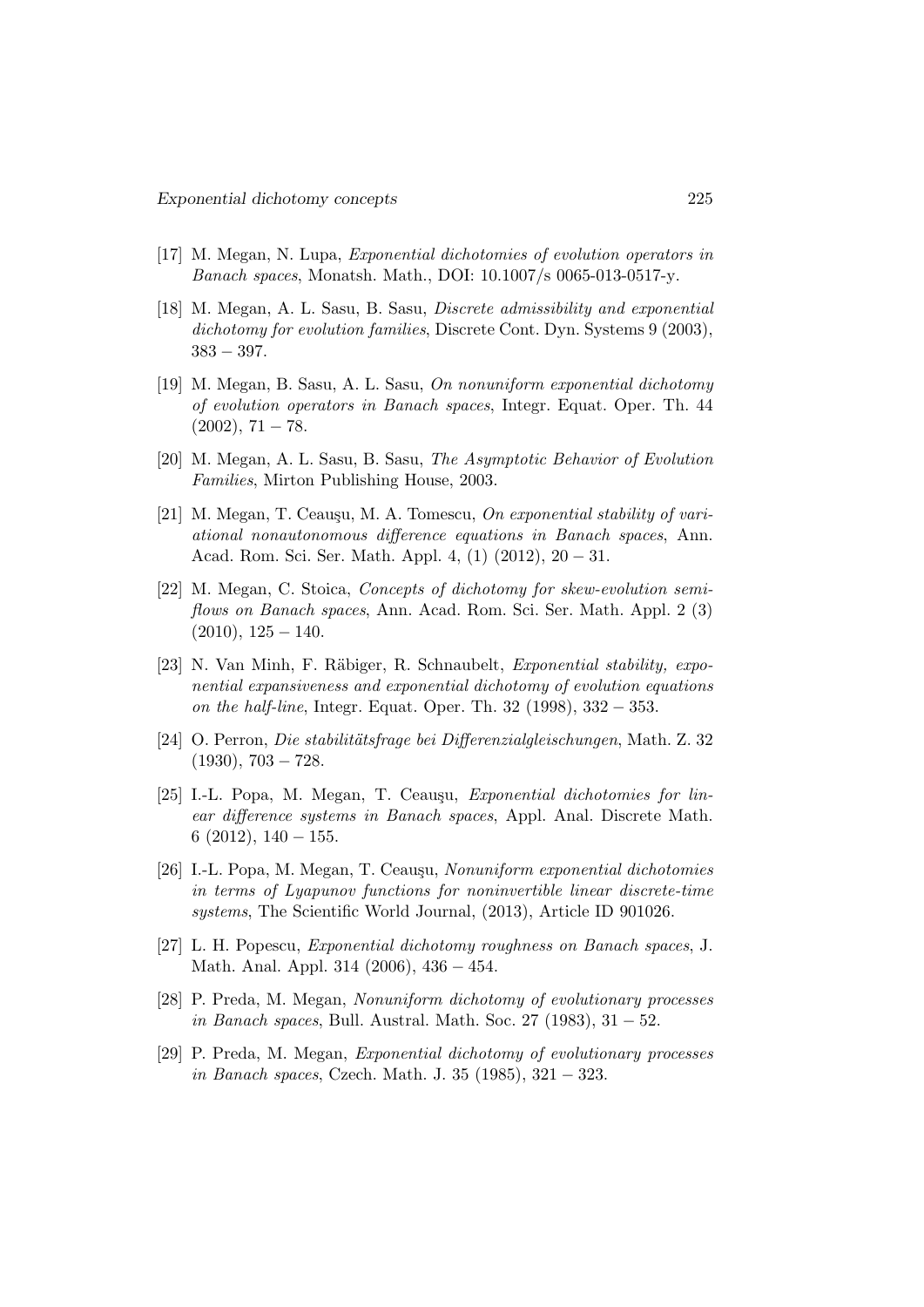[17] M. Megan, N. Lupa, *Exponential dichotomies of evolution operators in Banach spaces*, Monatsh. Math., DOI: 10.1007/s 0065-013-0517-y.

[18] M. Megan, A. L. Sasu, B. Sasu, *Discrete admissibility and exponential dichotomy for evolution families*, Discrete Cont. Dyn. Systems 9 (2003), 383 − 397.

[19] M. Megan, B. Sasu, A. L. Sasu, *On nonuniform exponential dichotomy of evolution operators in Banach spaces*, Integr. Equat. Oper. Th. 44 (2002), 71 − 78.

[20] M. Megan, A. L. Sasu, B. Sasu, *The Asymptotic Behavior of Evolution Families*, Mirton Publishing House, 2003.

[21] M. Megan, T. Ceauşu, M. A. Tomescu, *On exponential stability of variational nonautonomous difference equations in Banach spaces*, Ann. Acad. Rom. Sci. Ser. Math. Appl. 4, (1) (2012), 20 − 31.

[22] M. Megan, C. Stoica, *Concepts of dichotomy for skew-evolution semiflows on Banach spaces*, Ann. Acad. Rom. Sci. Ser. Math. Appl. 2 (3) (2010), 125 − 140.

[23] N. Van Minh, F. Räbiger, R. Schnaubelt, *Exponential stability, exponential expansiveness and exponential dichotomy of evolution equations on the half-line*, Integr. Equat. Oper. Th. 32 (1998), 332 − 353.

[24] O. Perron, *Die stabilitätsfrage bei Differenzialgleischungen*, Math. Z. 32 (1930), 703 − 728.

[25] I.-L. Popa, M. Megan, T. Ceauşu, *Exponential dichotomies for linear difference systems in Banach spaces*, Appl. Anal. Discrete Math. 6 (2012), 140 − 155.

[26] I.-L. Popa, M. Megan, T. Ceauşu, *Nonuniform exponential dichotomies in terms of Lyapunov functions for noninvertible linear discrete-time systems*, The Scientific World Journal, (2013), Article ID 901026.

[27] L. H. Popescu, *Exponential dichotomy roughness on Banach spaces*, J. Math. Anal. Appl. 314 (2006), 436 − 454.

[28] P. Preda, M. Megan, *Nonuniform dichotomy of evolutionary processes in Banach spaces*, Bull. Austral. Math. Soc. 27 (1983), 31 − 52.

[29] P. Preda, M. Megan, *Exponential dichotomy of evolutionary processes in Banach spaces*, Czech. Math. J. 35 (1985), 321 − 323.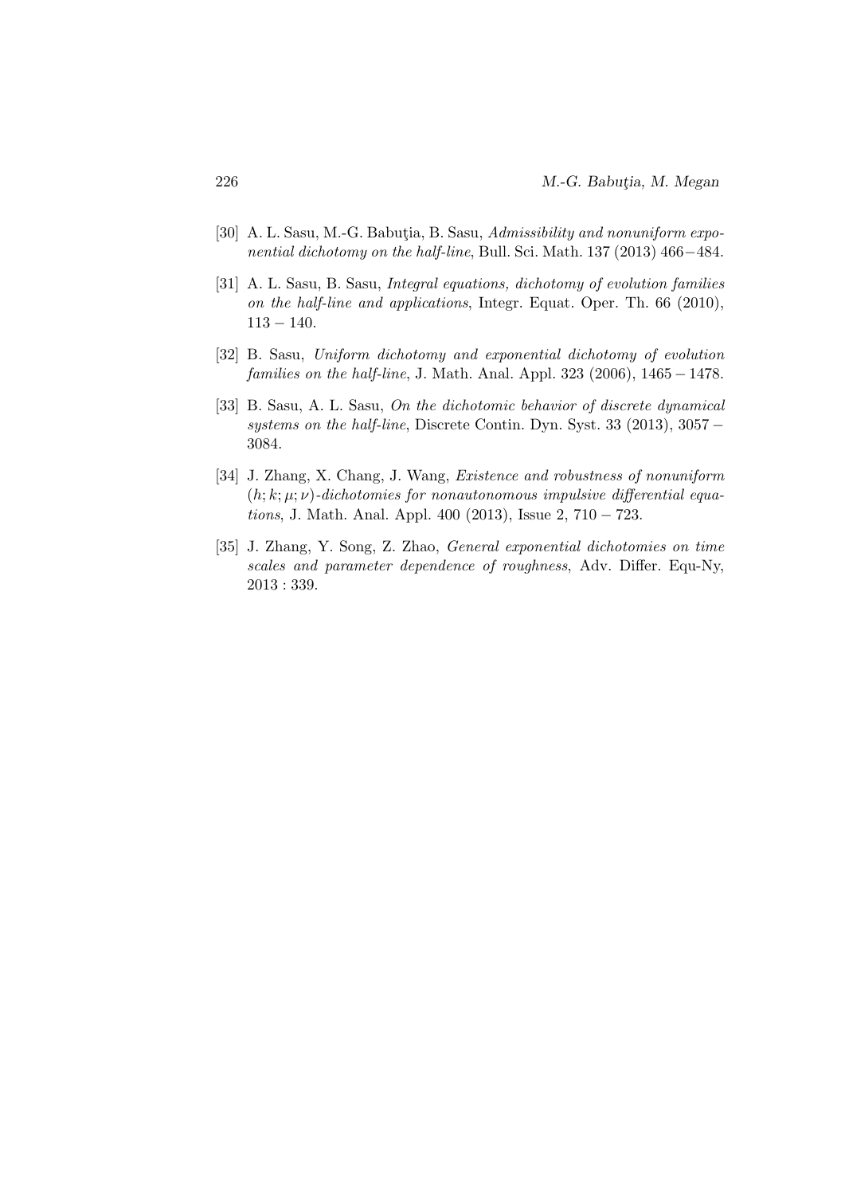[30] A. L. Sasu, M.-G. Babuţia, B. Sasu, *Admissibility and nonuniform exponential dichotomy on the half-line*, Bull. Sci. Math. 137 (2013) 466−484.

[31] A. L. Sasu, B. Sasu, *Integral equations, dichotomy of evolution families on the half-line and applications*, Integr. Equat. Oper. Th. 66 (2010), 113 − 140.

[32] B. Sasu, *Uniform dichotomy and exponential dichotomy of evolution families on the half-line*, J. Math. Anal. Appl. 323 (2006), 1465 − 1478.

[33] B. Sasu, A. L. Sasu, *On the dichotomic behavior of discrete dynamical systems on the half-line*, Discrete Contin. Dyn. Syst. 33 (2013), 3057 − 3084.

[34] J. Zhang, X. Chang, J. Wang, *Existence and robustness of nonuniform $(h; k; \mu; \nu)$-dichotomies for nonautonomous impulsive differential equations*, J. Math. Anal. Appl. 400 (2013), Issue 2, 710 − 723.

[35] J. Zhang, Y. Song, Z. Zhao, *General exponential dichotomies on time scales and parameter dependence of roughness*, Adv. Differ. Equ-Ny, 2013 : 339.